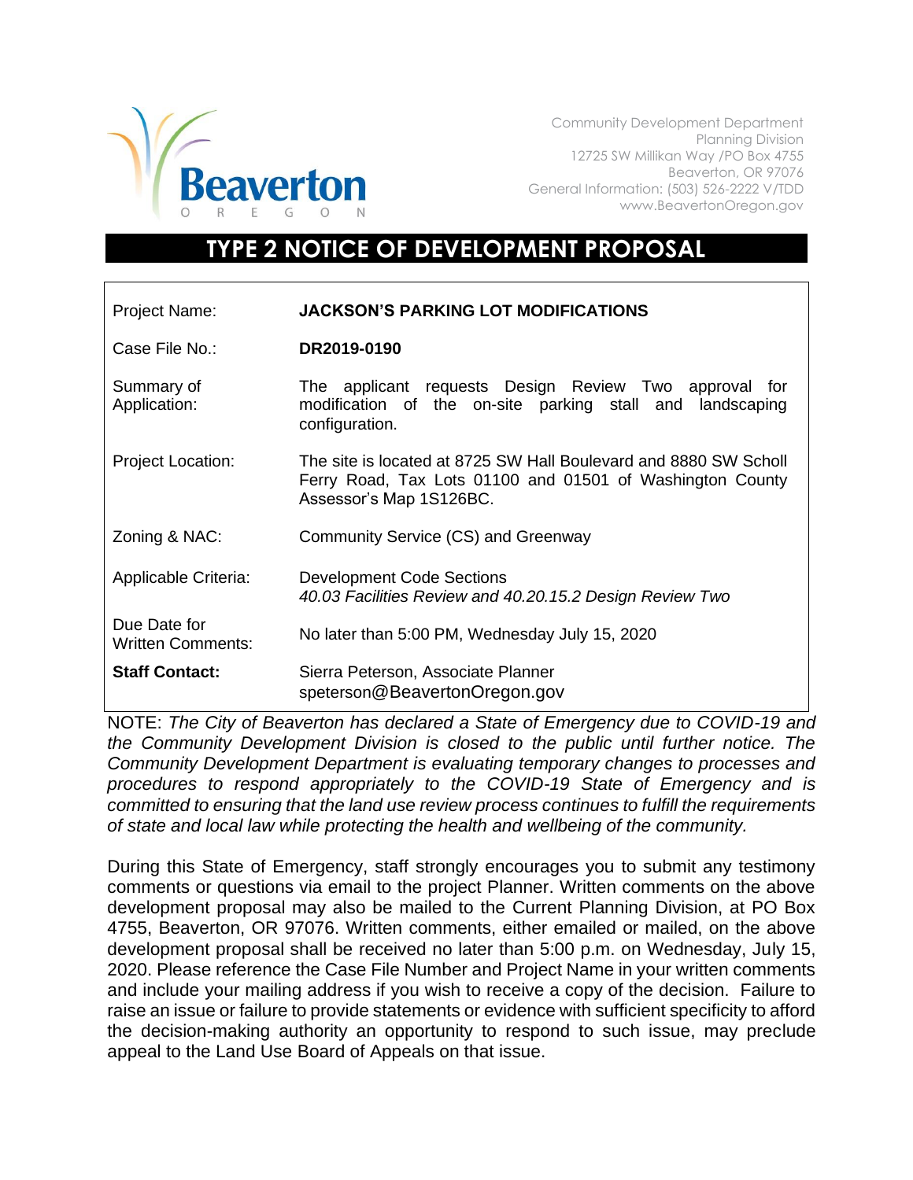Beaverton
OREGON

Community Development Department
Planning Division
12725 SW Millikan Way /PO Box 4755
Beaverton, OR 97076
General Information: (503) 526-2222 V/TDD
www.BeavertonOregon.gov

# TYPE 2 NOTICE OF DEVELOPMENT PROPOSAL

| | |
|---|---|
| Project Name: | **JACKSON'S PARKING LOT MODIFICATIONS** |
| Case File No.: | **DR2019-0190** |
| Summary of Application: | The applicant requests Design Review Two approval for modification of the on-site parking stall and landscaping configuration. |
| Project Location: | The site is located at 8725 SW Hall Boulevard and 8880 SW Scholl Ferry Road, Tax Lots 01100 and 01501 of Washington County Assessor's Map 1S126BC. |
| Zoning & NAC: | Community Service (CS) and Greenway |
| Applicable Criteria: | Development Code Sections *40.03 Facilities Review and 40.20.15.2 Design Review Two* |
| Due Date for Written Comments: | No later than 5:00 PM, Wednesday July 15, 2020 |
| **Staff Contact:** | Sierra Peterson, Associate Planner speterson@BeavertonOregon.gov |

NOTE: *The City of Beaverton has declared a State of Emergency due to COVID-19 and the Community Development Division is closed to the public until further notice. The Community Development Department is evaluating temporary changes to processes and procedures to respond appropriately to the COVID-19 State of Emergency and is committed to ensuring that the land use review process continues to fulfill the requirements of state and local law while protecting the health and wellbeing of the community.*

During this State of Emergency, staff strongly encourages you to submit any testimony comments or questions via email to the project Planner. Written comments on the above development proposal may also be mailed to the Current Planning Division, at PO Box 4755, Beaverton, OR 97076. Written comments, either emailed or mailed, on the above development proposal shall be received no later than 5:00 p.m. on Wednesday, July 15, 2020. Please reference the Case File Number and Project Name in your written comments and include your mailing address if you wish to receive a copy of the decision. Failure to raise an issue or failure to provide statements or evidence with sufficient specificity to afford the decision-making authority an opportunity to respond to such issue, may preclude appeal to the Land Use Board of Appeals on that issue.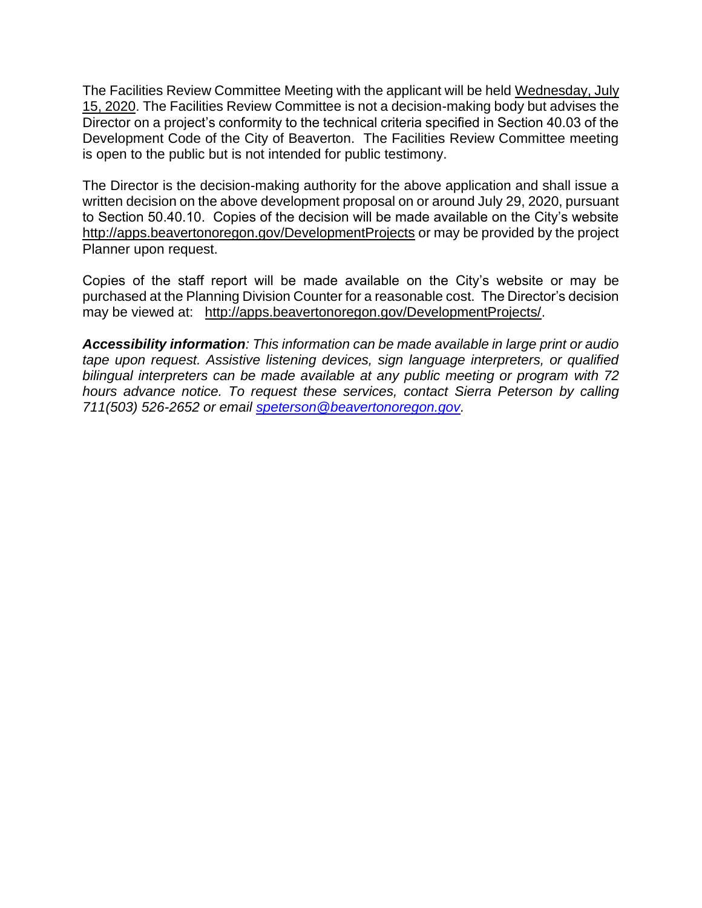The Facilities Review Committee Meeting with the applicant will be held Wednesday, July 15, 2020. The Facilities Review Committee is not a decision-making body but advises the Director on a project's conformity to the technical criteria specified in Section 40.03 of the Development Code of the City of Beaverton. The Facilities Review Committee meeting is open to the public but is not intended for public testimony.

The Director is the decision-making authority for the above application and shall issue a written decision on the above development proposal on or around July 29, 2020, pursuant to Section 50.40.10. Copies of the decision will be made available on the City's website http://apps.beavertonoregon.gov/DevelopmentProjects or may be provided by the project Planner upon request.

Copies of the staff report will be made available on the City's website or may be purchased at the Planning Division Counter for a reasonable cost. The Director's decision may be viewed at: http://apps.beavertonoregon.gov/DevelopmentProjects/.

***Accessibility information**: This information can be made available in large print or audio tape upon request. Assistive listening devices, sign language interpreters, or qualified bilingual interpreters can be made available at any public meeting or program with 72 hours advance notice. To request these services, contact Sierra Peterson by calling 711(503) 526-2652 or email speterson@beavertonoregon.gov.*